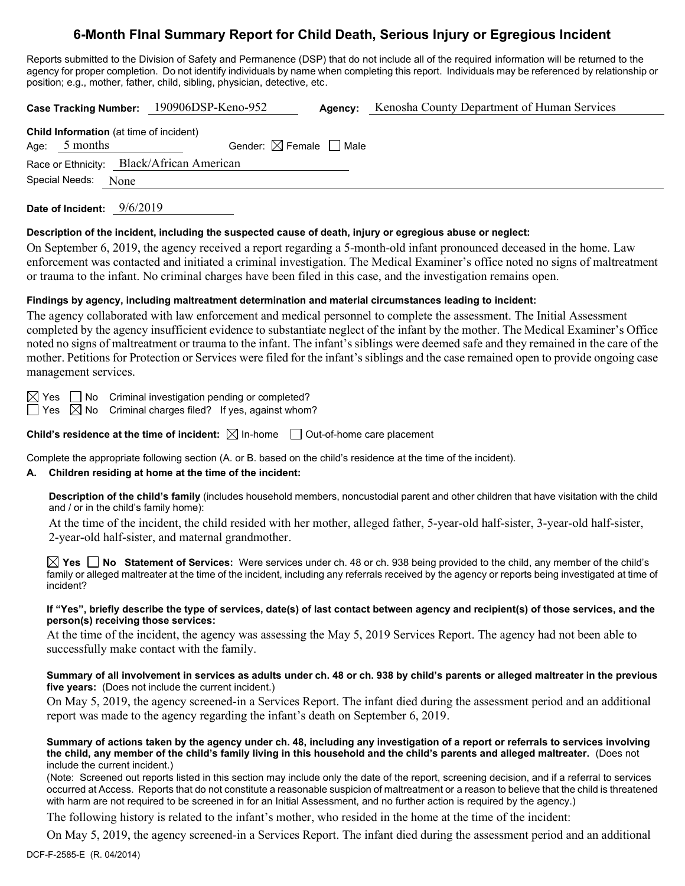# 6-Month FInal Summary Report for Child Death, Serious Injury or Egregious Incident

Reports submitted to the Division of Safety and Permanence (DSP) that do not include all of the required information will be returned to the agency for proper completion. Do not identify individuals by name when completing this report. Individuals may be referenced by relationship or position; e.g., mother, father, child, sibling, physician, detective, etc.

**Case Tracking Number:** 190906DSP-Keno-952 **Agency:** Kenosha County Department of Human Services

**Child Information** (at time of incident)

Age: 5 months Gender: ☒ Female ☐ Male

Race or Ethnicity: Black/African American

Special Needs: None

**Date of Incident:** 9/6/2019

**Description of the incident, including the suspected cause of death, injury or egregious abuse or neglect:**

On September 6, 2019, the agency received a report regarding a 5-month-old infant pronounced deceased in the home. Law enforcement was contacted and initiated a criminal investigation. The Medical Examiner's office noted no signs of maltreatment or trauma to the infant. No criminal charges have been filed in this case, and the investigation remains open.

**Findings by agency, including maltreatment determination and material circumstances leading to incident:**

The agency collaborated with law enforcement and medical personnel to complete the assessment. The Initial Assessment completed by the agency insufficient evidence to substantiate neglect of the infant by the mother. The Medical Examiner's Office noted no signs of maltreatment or trauma to the infant. The infant's siblings were deemed safe and they remained in the care of the mother. Petitions for Protection or Services were filed for the infant's siblings and the case remained open to provide ongoing case management services.

☒ Yes ☐ No Criminal investigation pending or completed?

☐ Yes ☒ No Criminal charges filed? If yes, against whom?

**Child's residence at the time of incident:** ☒ In-home ☐ Out-of-home care placement

Complete the appropriate following section (A. or B. based on the child's residence at the time of the incident).

**A. Children residing at home at the time of the incident:**

**Description of the child's family** (includes household members, noncustodial parent and other children that have visitation with the child and / or in the child's family home):

At the time of the incident, the child resided with her mother, alleged father, 5-year-old half-sister, 3-year-old half-sister, 2-year-old half-sister, and maternal grandmother.

☒ **Yes** ☐ **No Statement of Services:** Were services under ch. 48 or ch. 938 being provided to the child, any member of the child's family or alleged maltreater at the time of the incident, including any referrals received by the agency or reports being investigated at time of incident?

**If "Yes", briefly describe the type of services, date(s) of last contact between agency and recipient(s) of those services, and the person(s) receiving those services:**

At the time of the incident, the agency was assessing the May 5, 2019 Services Report. The agency had not been able to successfully make contact with the family.

**Summary of all involvement in services as adults under ch. 48 or ch. 938 by child's parents or alleged maltreater in the previous five years:** (Does not include the current incident.)

On May 5, 2019, the agency screened-in a Services Report. The infant died during the assessment period and an additional report was made to the agency regarding the infant's death on September 6, 2019.

**Summary of actions taken by the agency under ch. 48, including any investigation of a report or referrals to services involving the child, any member of the child's family living in this household and the child's parents and alleged maltreater.** (Does not include the current incident.)

(Note: Screened out reports listed in this section may include only the date of the report, screening decision, and if a referral to services occurred at Access. Reports that do not constitute a reasonable suspicion of maltreatment or a reason to believe that the child is threatened with harm are not required to be screened in for an Initial Assessment, and no further action is required by the agency.)

The following history is related to the infant's mother, who resided in the home at the time of the incident:

On May 5, 2019, the agency screened-in a Services Report. The infant died during the assessment period and an additional

DCF-F-2585-E (R. 04/2014)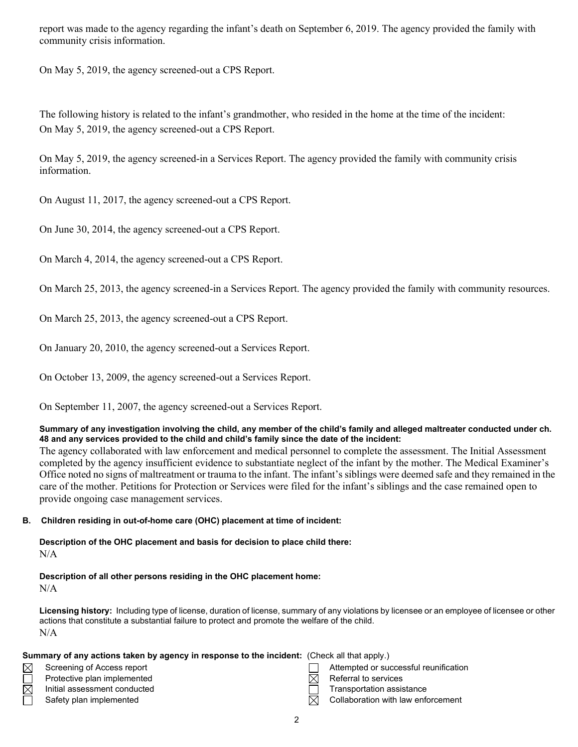report was made to the agency regarding the infant's death on September 6, 2019. The agency provided the family with community crisis information.

On May 5, 2019, the agency screened-out a CPS Report.

The following history is related to the infant's grandmother, who resided in the home at the time of the incident:
On May 5, 2019, the agency screened-out a CPS Report.

On May 5, 2019, the agency screened-in a Services Report. The agency provided the family with community crisis information.

On August 11, 2017, the agency screened-out a CPS Report.

On June 30, 2014, the agency screened-out a CPS Report.

On March 4, 2014, the agency screened-out a CPS Report.

On March 25, 2013, the agency screened-in a Services Report. The agency provided the family with community resources.

On March 25, 2013, the agency screened-out a CPS Report.

On January 20, 2010, the agency screened-out a Services Report.

On October 13, 2009, the agency screened-out a Services Report.

On September 11, 2007, the agency screened-out a Services Report.

**Summary of any investigation involving the child, any member of the child's family and alleged maltreater conducted under ch. 48 and any services provided to the child and child's family since the date of the incident:**

The agency collaborated with law enforcement and medical personnel to complete the assessment. The Initial Assessment completed by the agency insufficient evidence to substantiate neglect of the infant by the mother. The Medical Examiner's Office noted no signs of maltreatment or trauma to the infant. The infant's siblings were deemed safe and they remained in the care of the mother. Petitions for Protection or Services were filed for the infant's siblings and the case remained open to provide ongoing case management services.

**B. Children residing in out-of-home care (OHC) placement at time of incident:**

**Description of the OHC placement and basis for decision to place child there:**
N/A

**Description of all other persons residing in the OHC placement home:**
N/A

**Licensing history:** Including type of license, duration of license, summary of any violations by licensee or an employee of licensee or other actions that constitute a substantial failure to protect and promote the welfare of the child.
N/A

**Summary of any actions taken by agency in response to the incident:** (Check all that apply.)

- [x] Screening of Access report
- [ ] Protective plan implemented
- [x] Initial assessment conducted
- [ ] Safety plan implemented
- [ ] Attempted or successful reunification
- [x] Referral to services
- [ ] Transportation assistance
- [x] Collaboration with law enforcement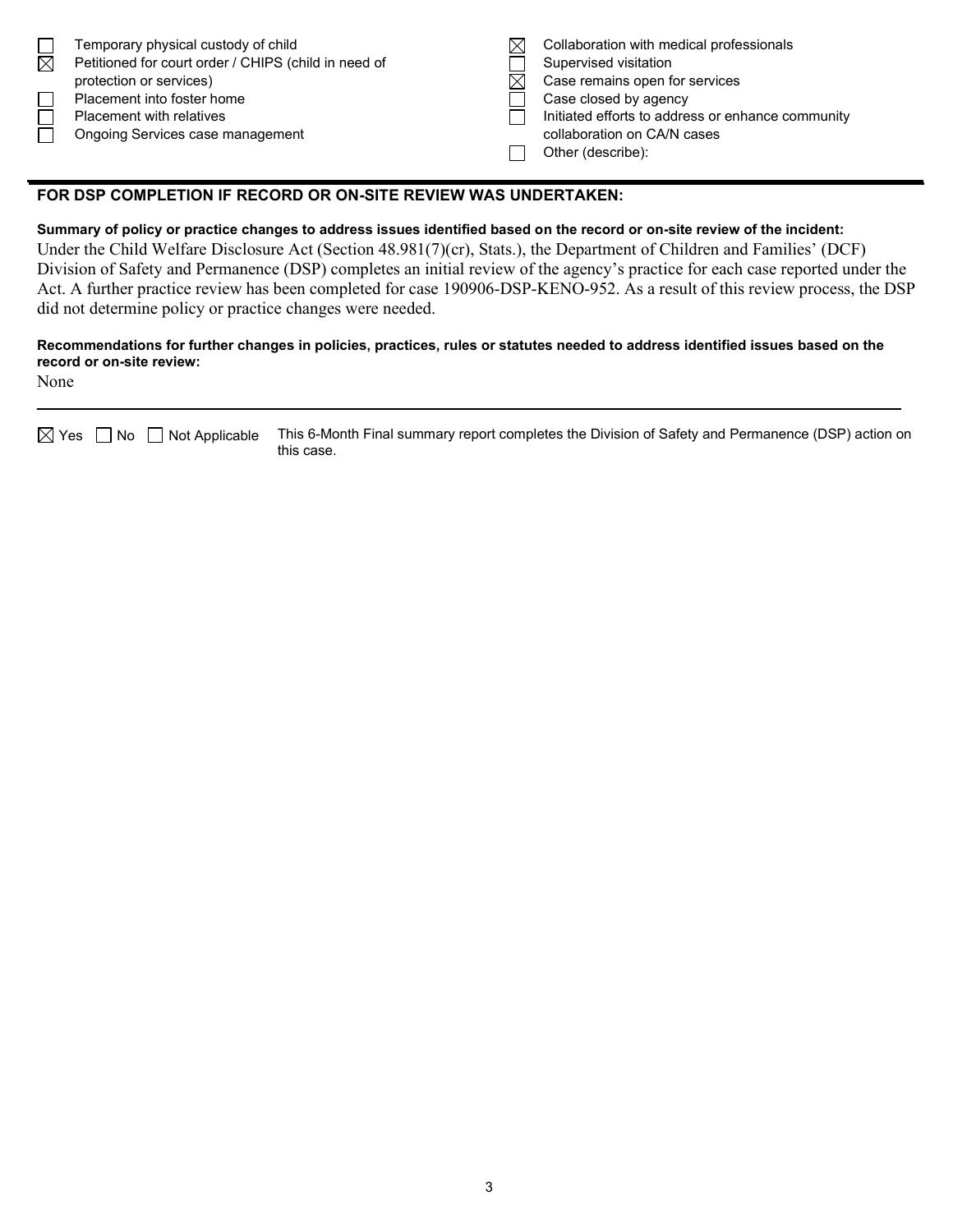- [ ] Temporary physical custody of child
- [x] Petitioned for court order / CHIPS (child in need of protection or services)
- [ ] Placement into foster home
- [ ] Placement with relatives
- [ ] Ongoing Services case management
- [x] Collaboration with medical professionals
- [ ] Supervised visitation
- [x] Case remains open for services
- [ ] Case closed by agency
- [ ] Initiated efforts to address or enhance community collaboration on CA/N cases
- [ ] Other (describe):

---

**FOR DSP COMPLETION IF RECORD OR ON-SITE REVIEW WAS UNDERTAKEN:**

**Summary of policy or practice changes to address issues identified based on the record or on-site review of the incident:**

Under the Child Welfare Disclosure Act (Section 48.981(7)(cr), Stats.), the Department of Children and Families' (DCF) Division of Safety and Permanence (DSP) completes an initial review of the agency's practice for each case reported under the Act. A further practice review has been completed for case 190906-DSP-KENO-952. As a result of this review process, the DSP did not determine policy or practice changes were needed.

**Recommendations for further changes in policies, practices, rules or statutes needed to address identified issues based on the record or on-site review:**

None

---

[x] Yes [ ] No [ ] Not Applicable — This 6-Month Final summary report completes the Division of Safety and Permanence (DSP) action on this case.